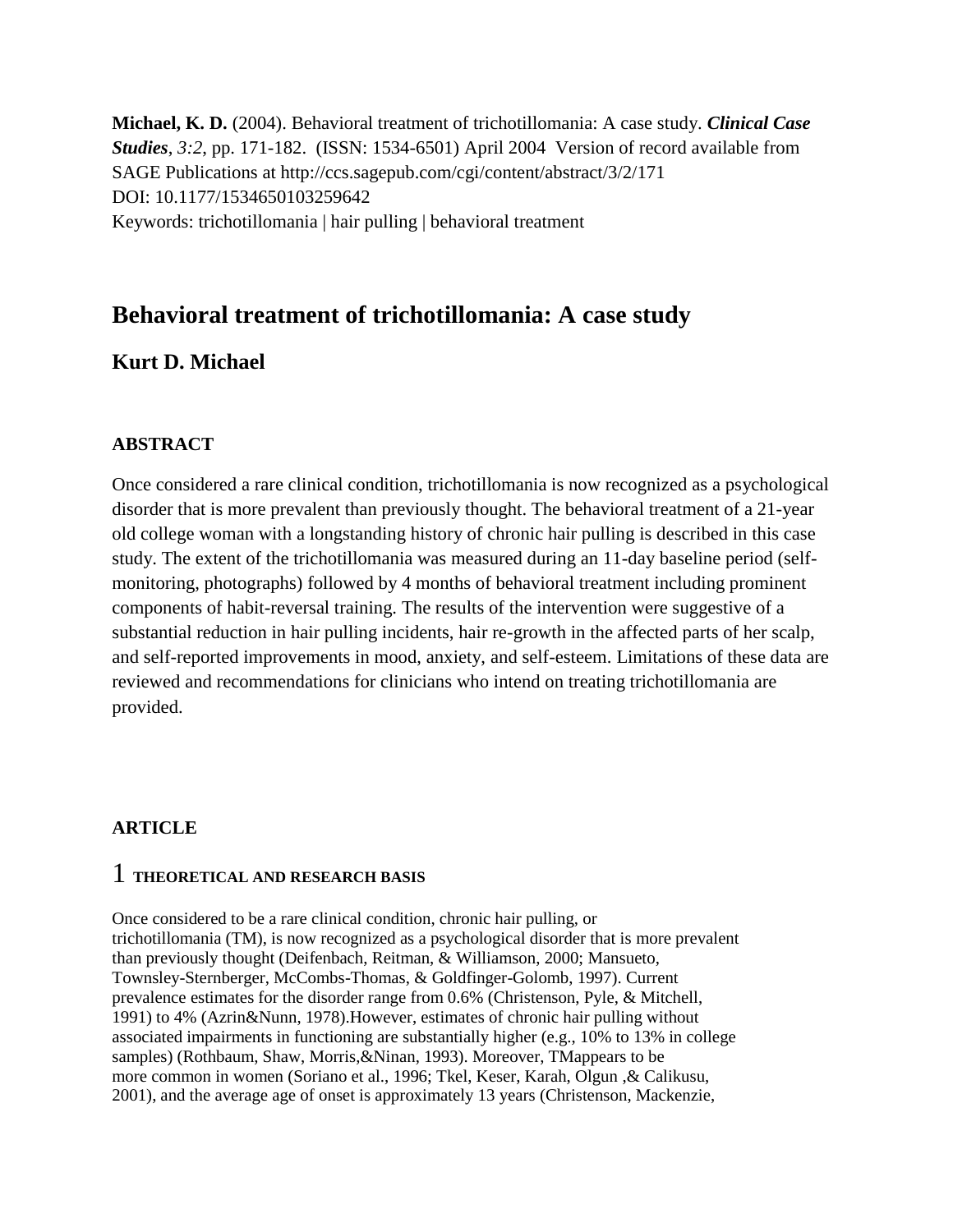**Michael, K. D.** (2004). Behavioral treatment of trichotillomania: A case study. ***Clinical Case Studies***, *3:2*, pp. 171-182. (ISSN: 1534-6501) April 2004 Version of record available from SAGE Publications at http://ccs.sagepub.com/cgi/content/abstract/3/2/171
DOI: 10.1177/1534650103259642
Keywords: trichotillomania | hair pulling | behavioral treatment

# Behavioral treatment of trichotillomania: A case study

## Kurt D. Michael

### ABSTRACT

Once considered a rare clinical condition, trichotillomania is now recognized as a psychological disorder that is more prevalent than previously thought. The behavioral treatment of a 21-year old college woman with a longstanding history of chronic hair pulling is described in this case study. The extent of the trichotillomania was measured during an 11-day baseline period (self-monitoring, photographs) followed by 4 months of behavioral treatment including prominent components of habit-reversal training. The results of the intervention were suggestive of a substantial reduction in hair pulling incidents, hair re-growth in the affected parts of her scalp, and self-reported improvements in mood, anxiety, and self-esteem. Limitations of these data are reviewed and recommendations for clinicians who intend on treating trichotillomania are provided.

### ARTICLE

## 1 THEORETICAL AND RESEARCH BASIS

Once considered to be a rare clinical condition, chronic hair pulling, or trichotillomania (TM), is now recognized as a psychological disorder that is more prevalent than previously thought (Deifenbach, Reitman, & Williamson, 2000; Mansueto, Townsley-Sternberger, McCombs-Thomas, & Goldfinger-Golomb, 1997). Current prevalence estimates for the disorder range from 0.6% (Christenson, Pyle, & Mitchell, 1991) to 4% (Azrin&Nunn, 1978).However, estimates of chronic hair pulling without associated impairments in functioning are substantially higher (e.g., 10% to 13% in college samples) (Rothbaum, Shaw, Morris,&Ninan, 1993). Moreover, TMappears to be more common in women (Soriano et al., 1996; Tkel, Keser, Karah, Olgun ,& Calikusu, 2001), and the average age of onset is approximately 13 years (Christenson, Mackenzie,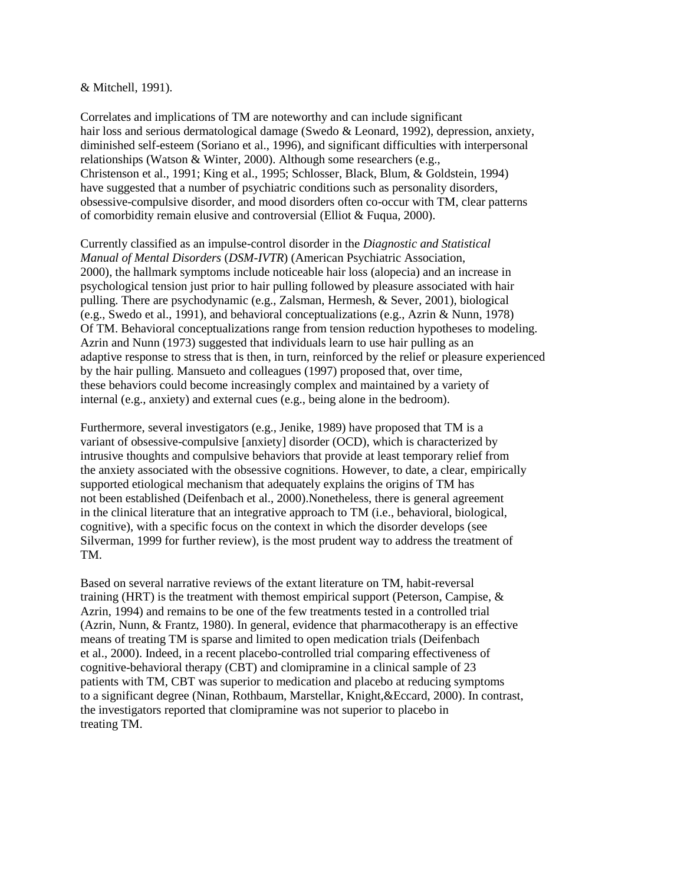& Mitchell, 1991).

Correlates and implications of TM are noteworthy and can include significant hair loss and serious dermatological damage (Swedo & Leonard, 1992), depression, anxiety, diminished self-esteem (Soriano et al., 1996), and significant difficulties with interpersonal relationships (Watson & Winter, 2000). Although some researchers (e.g., Christenson et al., 1991; King et al., 1995; Schlosser, Black, Blum, & Goldstein, 1994) have suggested that a number of psychiatric conditions such as personality disorders, obsessive-compulsive disorder, and mood disorders often co-occur with TM, clear patterns of comorbidity remain elusive and controversial (Elliot & Fuqua, 2000).

Currently classified as an impulse-control disorder in the *Diagnostic and Statistical Manual of Mental Disorders* (*DSM-IVTR*) (American Psychiatric Association, 2000), the hallmark symptoms include noticeable hair loss (alopecia) and an increase in psychological tension just prior to hair pulling followed by pleasure associated with hair pulling. There are psychodynamic (e.g., Zalsman, Hermesh, & Sever, 2001), biological (e.g., Swedo et al., 1991), and behavioral conceptualizations (e.g., Azrin & Nunn, 1978) Of TM. Behavioral conceptualizations range from tension reduction hypotheses to modeling. Azrin and Nunn (1973) suggested that individuals learn to use hair pulling as an adaptive response to stress that is then, in turn, reinforced by the relief or pleasure experienced by the hair pulling. Mansueto and colleagues (1997) proposed that, over time, these behaviors could become increasingly complex and maintained by a variety of internal (e.g., anxiety) and external cues (e.g., being alone in the bedroom).

Furthermore, several investigators (e.g., Jenike, 1989) have proposed that TM is a variant of obsessive-compulsive [anxiety] disorder (OCD), which is characterized by intrusive thoughts and compulsive behaviors that provide at least temporary relief from the anxiety associated with the obsessive cognitions. However, to date, a clear, empirically supported etiological mechanism that adequately explains the origins of TM has not been established (Deifenbach et al., 2000).Nonetheless, there is general agreement in the clinical literature that an integrative approach to TM (i.e., behavioral, biological, cognitive), with a specific focus on the context in which the disorder develops (see Silverman, 1999 for further review), is the most prudent way to address the treatment of TM.

Based on several narrative reviews of the extant literature on TM, habit-reversal training (HRT) is the treatment with themost empirical support (Peterson, Campise, & Azrin, 1994) and remains to be one of the few treatments tested in a controlled trial (Azrin, Nunn, & Frantz, 1980). In general, evidence that pharmacotherapy is an effective means of treating TM is sparse and limited to open medication trials (Deifenbach et al., 2000). Indeed, in a recent placebo-controlled trial comparing effectiveness of cognitive-behavioral therapy (CBT) and clomipramine in a clinical sample of 23 patients with TM, CBT was superior to medication and placebo at reducing symptoms to a significant degree (Ninan, Rothbaum, Marstellar, Knight,&Eccard, 2000). In contrast, the investigators reported that clomipramine was not superior to placebo in treating TM.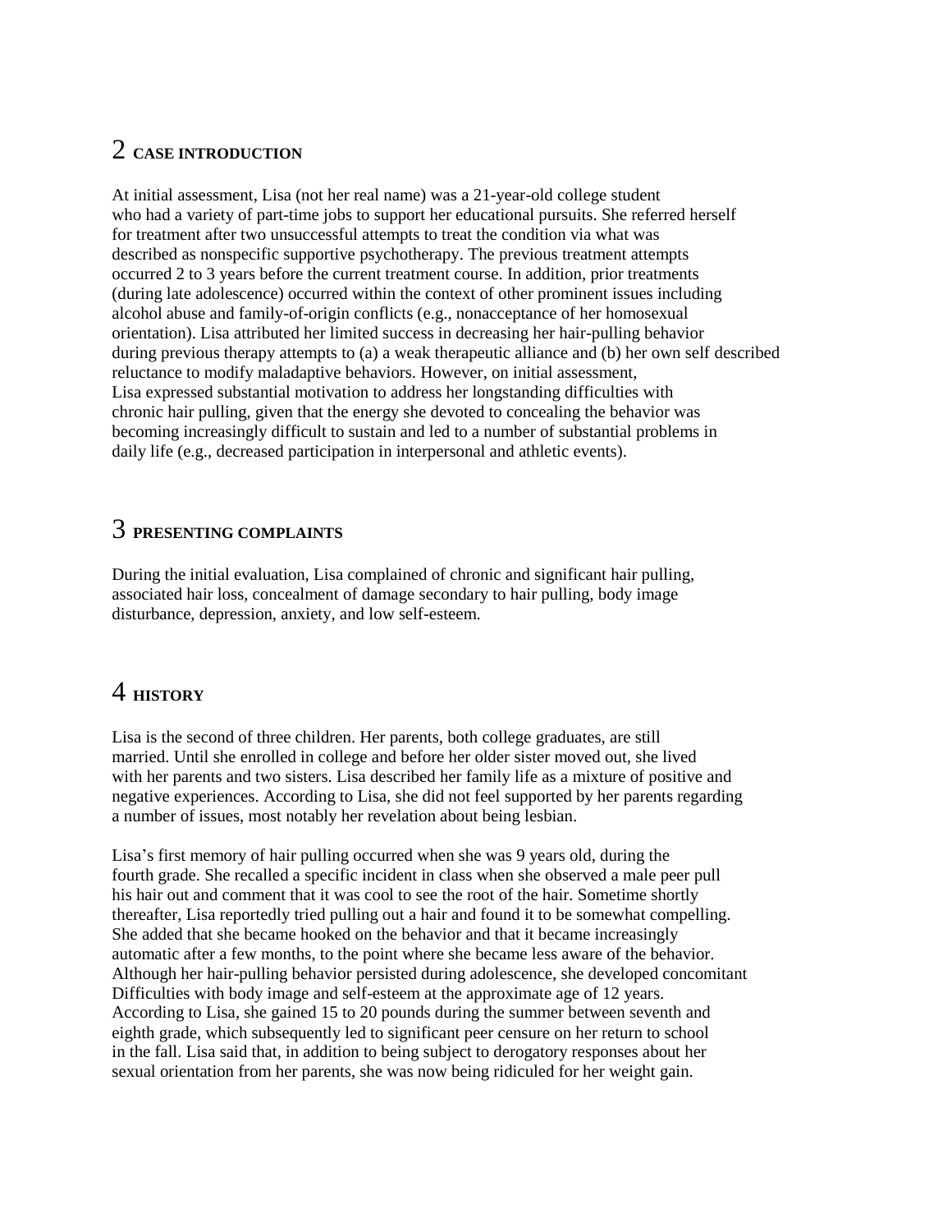## 2 CASE INTRODUCTION

At initial assessment, Lisa (not her real name) was a 21-year-old college student who had a variety of part-time jobs to support her educational pursuits. She referred herself for treatment after two unsuccessful attempts to treat the condition via what was described as nonspecific supportive psychotherapy. The previous treatment attempts occurred 2 to 3 years before the current treatment course. In addition, prior treatments (during late adolescence) occurred within the context of other prominent issues including alcohol abuse and family-of-origin conflicts (e.g., nonacceptance of her homosexual orientation). Lisa attributed her limited success in decreasing her hair-pulling behavior during previous therapy attempts to (a) a weak therapeutic alliance and (b) her own self described reluctance to modify maladaptive behaviors. However, on initial assessment, Lisa expressed substantial motivation to address her longstanding difficulties with chronic hair pulling, given that the energy she devoted to concealing the behavior was becoming increasingly difficult to sustain and led to a number of substantial problems in daily life (e.g., decreased participation in interpersonal and athletic events).

## 3 PRESENTING COMPLAINTS

During the initial evaluation, Lisa complained of chronic and significant hair pulling, associated hair loss, concealment of damage secondary to hair pulling, body image disturbance, depression, anxiety, and low self-esteem.

## 4 HISTORY

Lisa is the second of three children. Her parents, both college graduates, are still married. Until she enrolled in college and before her older sister moved out, she lived with her parents and two sisters. Lisa described her family life as a mixture of positive and negative experiences. According to Lisa, she did not feel supported by her parents regarding a number of issues, most notably her revelation about being lesbian.

Lisa's first memory of hair pulling occurred when she was 9 years old, during the fourth grade. She recalled a specific incident in class when she observed a male peer pull his hair out and comment that it was cool to see the root of the hair. Sometime shortly thereafter, Lisa reportedly tried pulling out a hair and found it to be somewhat compelling. She added that she became hooked on the behavior and that it became increasingly automatic after a few months, to the point where she became less aware of the behavior. Although her hair-pulling behavior persisted during adolescence, she developed concomitant Difficulties with body image and self-esteem at the approximate age of 12 years. According to Lisa, she gained 15 to 20 pounds during the summer between seventh and eighth grade, which subsequently led to significant peer censure on her return to school in the fall. Lisa said that, in addition to being subject to derogatory responses about her sexual orientation from her parents, she was now being ridiculed for her weight gain.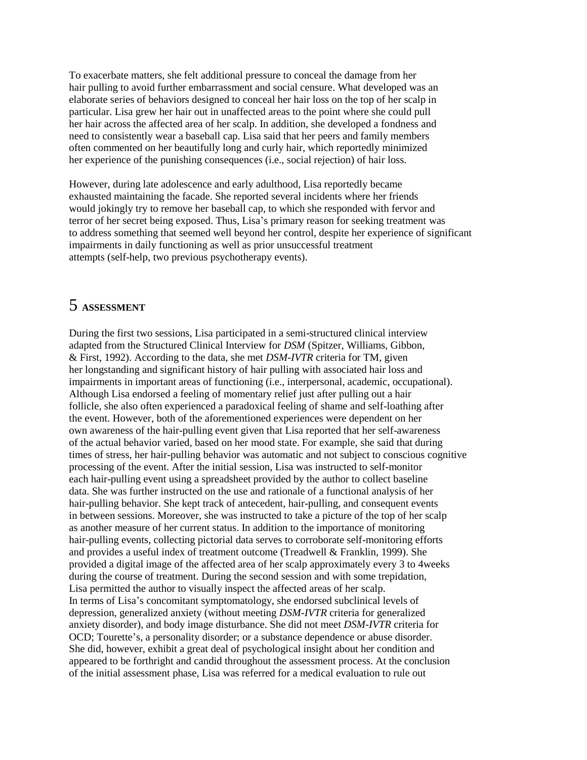To exacerbate matters, she felt additional pressure to conceal the damage from her hair pulling to avoid further embarrassment and social censure. What developed was an elaborate series of behaviors designed to conceal her hair loss on the top of her scalp in particular. Lisa grew her hair out in unaffected areas to the point where she could pull her hair across the affected area of her scalp. In addition, she developed a fondness and need to consistently wear a baseball cap. Lisa said that her peers and family members often commented on her beautifully long and curly hair, which reportedly minimized her experience of the punishing consequences (i.e., social rejection) of hair loss.

However, during late adolescence and early adulthood, Lisa reportedly became exhausted maintaining the facade. She reported several incidents where her friends would jokingly try to remove her baseball cap, to which she responded with fervor and terror of her secret being exposed. Thus, Lisa's primary reason for seeking treatment was to address something that seemed well beyond her control, despite her experience of significant impairments in daily functioning as well as prior unsuccessful treatment attempts (self-help, two previous psychotherapy events).

## 5 ASSESSMENT

During the first two sessions, Lisa participated in a semi-structured clinical interview adapted from the Structured Clinical Interview for *DSM* (Spitzer, Williams, Gibbon, & First, 1992). According to the data, she met *DSM-IVTR* criteria for TM, given her longstanding and significant history of hair pulling with associated hair loss and impairments in important areas of functioning (i.e., interpersonal, academic, occupational). Although Lisa endorsed a feeling of momentary relief just after pulling out a hair follicle, she also often experienced a paradoxical feeling of shame and self-loathing after the event. However, both of the aforementioned experiences were dependent on her own awareness of the hair-pulling event given that Lisa reported that her self-awareness of the actual behavior varied, based on her mood state. For example, she said that during times of stress, her hair-pulling behavior was automatic and not subject to conscious cognitive processing of the event. After the initial session, Lisa was instructed to self-monitor each hair-pulling event using a spreadsheet provided by the author to collect baseline data. She was further instructed on the use and rationale of a functional analysis of her hair-pulling behavior. She kept track of antecedent, hair-pulling, and consequent events in between sessions. Moreover, she was instructed to take a picture of the top of her scalp as another measure of her current status. In addition to the importance of monitoring hair-pulling events, collecting pictorial data serves to corroborate self-monitoring efforts and provides a useful index of treatment outcome (Treadwell & Franklin, 1999). She provided a digital image of the affected area of her scalp approximately every 3 to 4weeks during the course of treatment. During the second session and with some trepidation, Lisa permitted the author to visually inspect the affected areas of her scalp.
In terms of Lisa's concomitant symptomatology, she endorsed subclinical levels of depression, generalized anxiety (without meeting *DSM-IVTR* criteria for generalized anxiety disorder), and body image disturbance. She did not meet *DSM-IVTR* criteria for OCD; Tourette's, a personality disorder; or a substance dependence or abuse disorder. She did, however, exhibit a great deal of psychological insight about her condition and appeared to be forthright and candid throughout the assessment process. At the conclusion of the initial assessment phase, Lisa was referred for a medical evaluation to rule out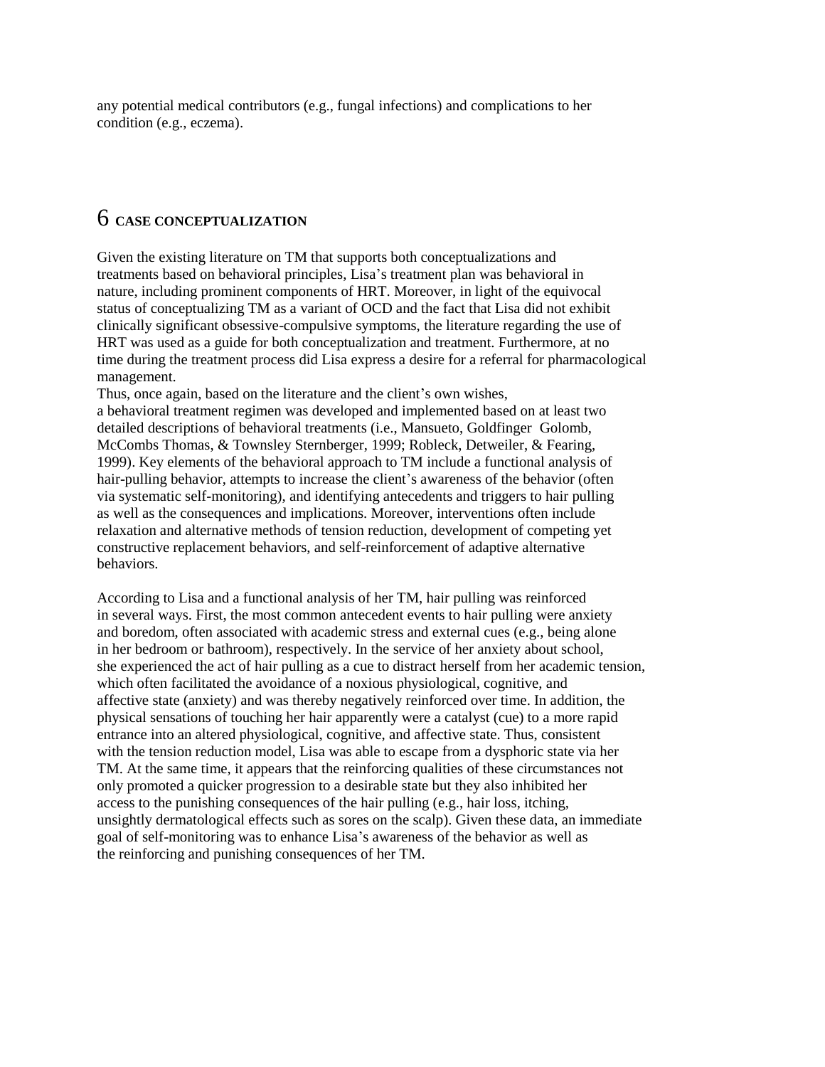any potential medical contributors (e.g., fungal infections) and complications to her condition (e.g., eczema).

# 6 CASE CONCEPTUALIZATION

Given the existing literature on TM that supports both conceptualizations and treatments based on behavioral principles, Lisa's treatment plan was behavioral in nature, including prominent components of HRT. Moreover, in light of the equivocal status of conceptualizing TM as a variant of OCD and the fact that Lisa did not exhibit clinically significant obsessive-compulsive symptoms, the literature regarding the use of HRT was used as a guide for both conceptualization and treatment. Furthermore, at no time during the treatment process did Lisa express a desire for a referral for pharmacological management.

Thus, once again, based on the literature and the client's own wishes, a behavioral treatment regimen was developed and implemented based on at least two detailed descriptions of behavioral treatments (i.e., Mansueto, Goldfinger Golomb, McCombs Thomas, & Townsley Sternberger, 1999; Robleck, Detweiler, & Fearing, 1999). Key elements of the behavioral approach to TM include a functional analysis of hair-pulling behavior, attempts to increase the client's awareness of the behavior (often via systematic self-monitoring), and identifying antecedents and triggers to hair pulling as well as the consequences and implications. Moreover, interventions often include relaxation and alternative methods of tension reduction, development of competing yet constructive replacement behaviors, and self-reinforcement of adaptive alternative behaviors.

According to Lisa and a functional analysis of her TM, hair pulling was reinforced in several ways. First, the most common antecedent events to hair pulling were anxiety and boredom, often associated with academic stress and external cues (e.g., being alone in her bedroom or bathroom), respectively. In the service of her anxiety about school, she experienced the act of hair pulling as a cue to distract herself from her academic tension, which often facilitated the avoidance of a noxious physiological, cognitive, and affective state (anxiety) and was thereby negatively reinforced over time. In addition, the physical sensations of touching her hair apparently were a catalyst (cue) to a more rapid entrance into an altered physiological, cognitive, and affective state. Thus, consistent with the tension reduction model, Lisa was able to escape from a dysphoric state via her TM. At the same time, it appears that the reinforcing qualities of these circumstances not only promoted a quicker progression to a desirable state but they also inhibited her access to the punishing consequences of the hair pulling (e.g., hair loss, itching, unsightly dermatological effects such as sores on the scalp). Given these data, an immediate goal of self-monitoring was to enhance Lisa's awareness of the behavior as well as the reinforcing and punishing consequences of her TM.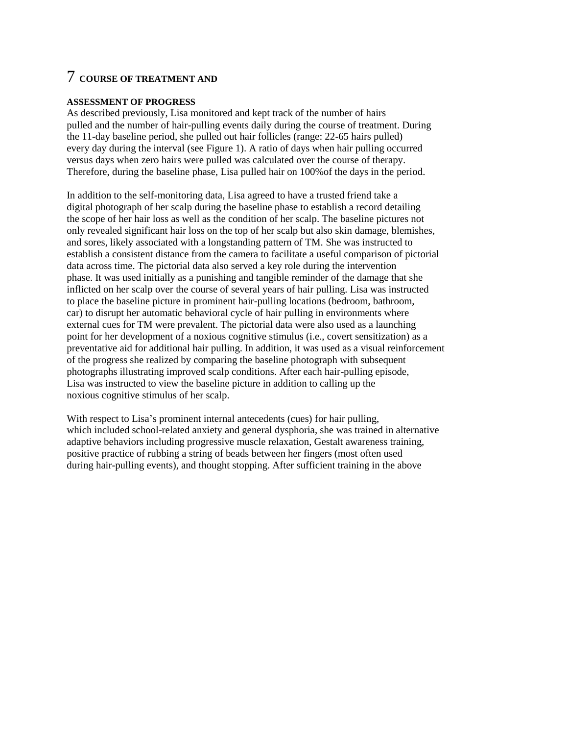# 7 COURSE OF TREATMENT AND

**ASSESSMENT OF PROGRESS**

As described previously, Lisa monitored and kept track of the number of hairs pulled and the number of hair-pulling events daily during the course of treatment. During the 11-day baseline period, she pulled out hair follicles (range: 22-65 hairs pulled) every day during the interval (see Figure 1). A ratio of days when hair pulling occurred versus days when zero hairs were pulled was calculated over the course of therapy. Therefore, during the baseline phase, Lisa pulled hair on 100%of the days in the period.

In addition to the self-monitoring data, Lisa agreed to have a trusted friend take a digital photograph of her scalp during the baseline phase to establish a record detailing the scope of her hair loss as well as the condition of her scalp. The baseline pictures not only revealed significant hair loss on the top of her scalp but also skin damage, blemishes, and sores, likely associated with a longstanding pattern of TM. She was instructed to establish a consistent distance from the camera to facilitate a useful comparison of pictorial data across time. The pictorial data also served a key role during the intervention phase. It was used initially as a punishing and tangible reminder of the damage that she inflicted on her scalp over the course of several years of hair pulling. Lisa was instructed to place the baseline picture in prominent hair-pulling locations (bedroom, bathroom, car) to disrupt her automatic behavioral cycle of hair pulling in environments where external cues for TM were prevalent. The pictorial data were also used as a launching point for her development of a noxious cognitive stimulus (i.e., covert sensitization) as a preventative aid for additional hair pulling. In addition, it was used as a visual reinforcement of the progress she realized by comparing the baseline photograph with subsequent photographs illustrating improved scalp conditions. After each hair-pulling episode, Lisa was instructed to view the baseline picture in addition to calling up the noxious cognitive stimulus of her scalp.

With respect to Lisa's prominent internal antecedents (cues) for hair pulling, which included school-related anxiety and general dysphoria, she was trained in alternative adaptive behaviors including progressive muscle relaxation, Gestalt awareness training, positive practice of rubbing a string of beads between her fingers (most often used during hair-pulling events), and thought stopping. After sufficient training in the above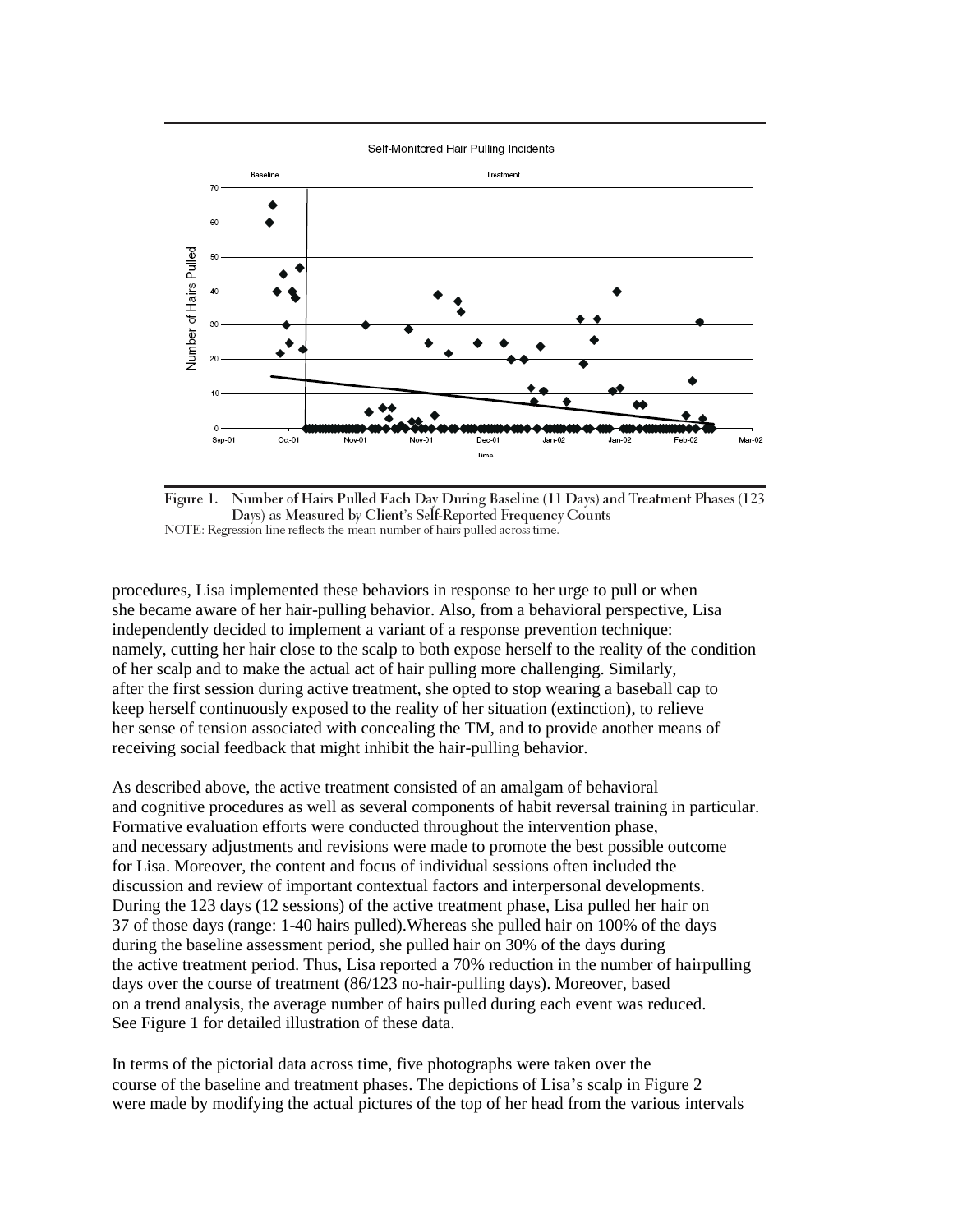Figure 1. Number of Hairs Pulled Each Day During Baseline (11 Days) and Treatment Phases (123 Days) as Measured by Client's Self-Reported Frequency Counts
NOTE: Regression line reflects the mean number of hairs pulled across time.

procedures, Lisa implemented these behaviors in response to her urge to pull or when she became aware of her hair-pulling behavior. Also, from a behavioral perspective, Lisa independently decided to implement a variant of a response prevention technique: namely, cutting her hair close to the scalp to both expose herself to the reality of the condition of her scalp and to make the actual act of hair pulling more challenging. Similarly, after the first session during active treatment, she opted to stop wearing a baseball cap to keep herself continuously exposed to the reality of her situation (extinction), to relieve her sense of tension associated with concealing the TM, and to provide another means of receiving social feedback that might inhibit the hair-pulling behavior.

As described above, the active treatment consisted of an amalgam of behavioral and cognitive procedures as well as several components of habit reversal training in particular. Formative evaluation efforts were conducted throughout the intervention phase, and necessary adjustments and revisions were made to promote the best possible outcome for Lisa. Moreover, the content and focus of individual sessions often included the discussion and review of important contextual factors and interpersonal developments. During the 123 days (12 sessions) of the active treatment phase, Lisa pulled her hair on 37 of those days (range: 1-40 hairs pulled).Whereas she pulled hair on 100% of the days during the baseline assessment period, she pulled hair on 30% of the days during the active treatment period. Thus, Lisa reported a 70% reduction in the number of hairpulling days over the course of treatment (86/123 no-hair-pulling days). Moreover, based on a trend analysis, the average number of hairs pulled during each event was reduced. See Figure 1 for detailed illustration of these data.

In terms of the pictorial data across time, five photographs were taken over the course of the baseline and treatment phases. The depictions of Lisa's scalp in Figure 2 were made by modifying the actual pictures of the top of her head from the various intervals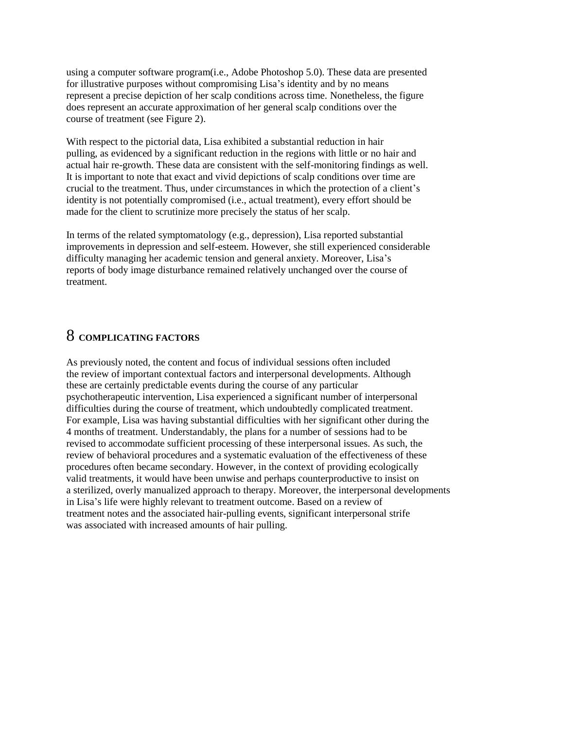using a computer software program(i.e., Adobe Photoshop 5.0). These data are presented for illustrative purposes without compromising Lisa's identity and by no means represent a precise depiction of her scalp conditions across time. Nonetheless, the figure does represent an accurate approximation of her general scalp conditions over the course of treatment (see Figure 2).

With respect to the pictorial data, Lisa exhibited a substantial reduction in hair pulling, as evidenced by a significant reduction in the regions with little or no hair and actual hair re-growth. These data are consistent with the self-monitoring findings as well. It is important to note that exact and vivid depictions of scalp conditions over time are crucial to the treatment. Thus, under circumstances in which the protection of a client's identity is not potentially compromised (i.e., actual treatment), every effort should be made for the client to scrutinize more precisely the status of her scalp.

In terms of the related symptomatology (e.g., depression), Lisa reported substantial improvements in depression and self-esteem. However, she still experienced considerable difficulty managing her academic tension and general anxiety. Moreover, Lisa's reports of body image disturbance remained relatively unchanged over the course of treatment.

# 8 COMPLICATING FACTORS

As previously noted, the content and focus of individual sessions often included the review of important contextual factors and interpersonal developments. Although these are certainly predictable events during the course of any particular psychotherapeutic intervention, Lisa experienced a significant number of interpersonal difficulties during the course of treatment, which undoubtedly complicated treatment. For example, Lisa was having substantial difficulties with her significant other during the 4 months of treatment. Understandably, the plans for a number of sessions had to be revised to accommodate sufficient processing of these interpersonal issues. As such, the review of behavioral procedures and a systematic evaluation of the effectiveness of these procedures often became secondary. However, in the context of providing ecologically valid treatments, it would have been unwise and perhaps counterproductive to insist on a sterilized, overly manualized approach to therapy. Moreover, the interpersonal developments in Lisa's life were highly relevant to treatment outcome. Based on a review of treatment notes and the associated hair-pulling events, significant interpersonal strife was associated with increased amounts of hair pulling.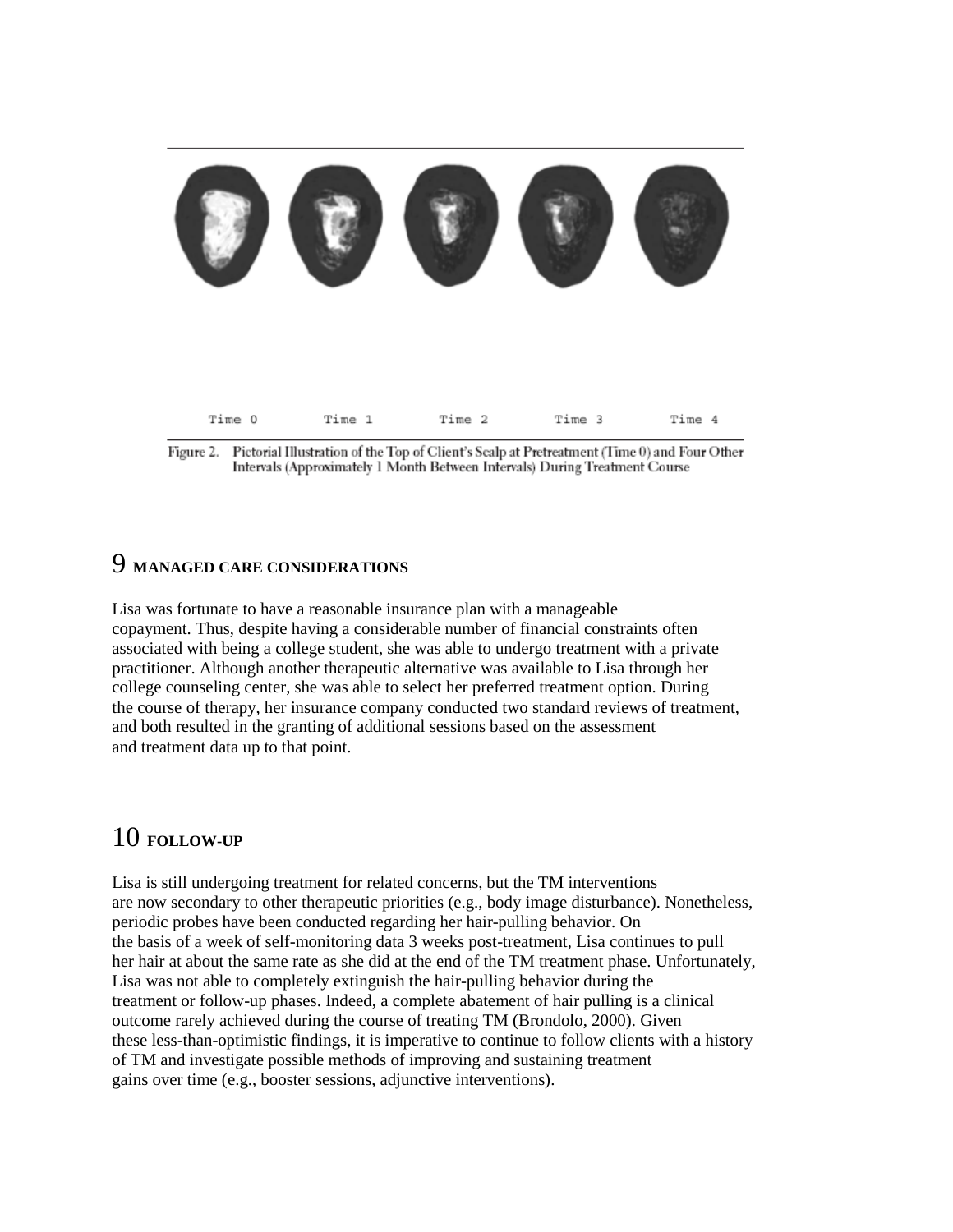Time 0 Time 1 Time 2 Time 3 Time 4

Figure 2. Pictorial Illustration of the Top of Client's Scalp at Pretreatment (Time 0) and Four Other Intervals (Approximately 1 Month Between Intervals) During Treatment Course

## 9 MANAGED CARE CONSIDERATIONS

Lisa was fortunate to have a reasonable insurance plan with a manageable copayment. Thus, despite having a considerable number of financial constraints often associated with being a college student, she was able to undergo treatment with a private practitioner. Although another therapeutic alternative was available to Lisa through her college counseling center, she was able to select her preferred treatment option. During the course of therapy, her insurance company conducted two standard reviews of treatment, and both resulted in the granting of additional sessions based on the assessment and treatment data up to that point.

## 10 FOLLOW-UP

Lisa is still undergoing treatment for related concerns, but the TM interventions are now secondary to other therapeutic priorities (e.g., body image disturbance). Nonetheless, periodic probes have been conducted regarding her hair-pulling behavior. On the basis of a week of self-monitoring data 3 weeks post-treatment, Lisa continues to pull her hair at about the same rate as she did at the end of the TM treatment phase. Unfortunately, Lisa was not able to completely extinguish the hair-pulling behavior during the treatment or follow-up phases. Indeed, a complete abatement of hair pulling is a clinical outcome rarely achieved during the course of treating TM (Brondolo, 2000). Given these less-than-optimistic findings, it is imperative to continue to follow clients with a history of TM and investigate possible methods of improving and sustaining treatment gains over time (e.g., booster sessions, adjunctive interventions).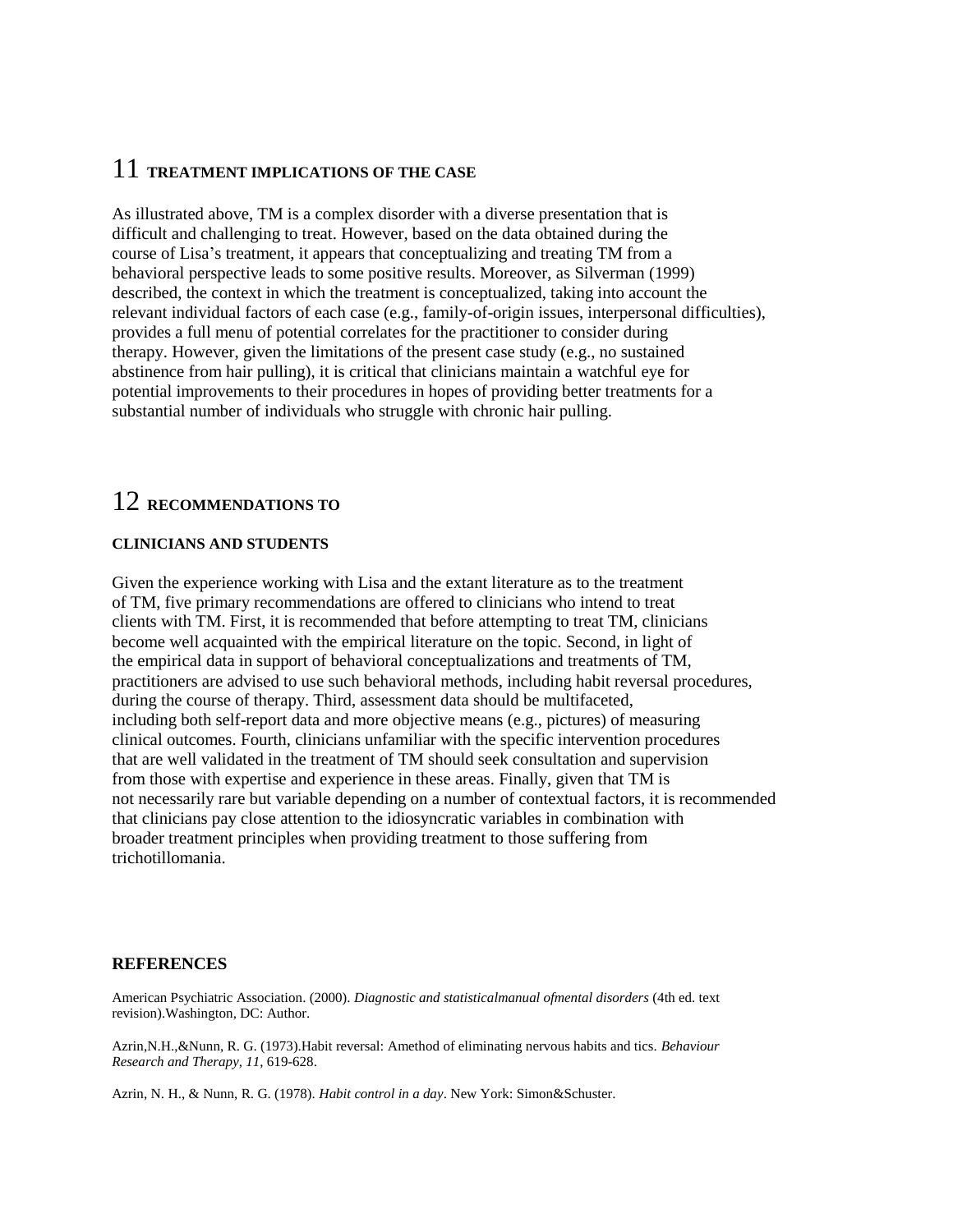## 11 TREATMENT IMPLICATIONS OF THE CASE

As illustrated above, TM is a complex disorder with a diverse presentation that is difficult and challenging to treat. However, based on the data obtained during the course of Lisa's treatment, it appears that conceptualizing and treating TM from a behavioral perspective leads to some positive results. Moreover, as Silverman (1999) described, the context in which the treatment is conceptualized, taking into account the relevant individual factors of each case (e.g., family-of-origin issues, interpersonal difficulties), provides a full menu of potential correlates for the practitioner to consider during therapy. However, given the limitations of the present case study (e.g., no sustained abstinence from hair pulling), it is critical that clinicians maintain a watchful eye for potential improvements to their procedures in hopes of providing better treatments for a substantial number of individuals who struggle with chronic hair pulling.

## 12 RECOMMENDATIONS TO

**CLINICIANS AND STUDENTS**

Given the experience working with Lisa and the extant literature as to the treatment of TM, five primary recommendations are offered to clinicians who intend to treat clients with TM. First, it is recommended that before attempting to treat TM, clinicians become well acquainted with the empirical literature on the topic. Second, in light of the empirical data in support of behavioral conceptualizations and treatments of TM, practitioners are advised to use such behavioral methods, including habit reversal procedures, during the course of therapy. Third, assessment data should be multifaceted, including both self-report data and more objective means (e.g., pictures) of measuring clinical outcomes. Fourth, clinicians unfamiliar with the specific intervention procedures that are well validated in the treatment of TM should seek consultation and supervision from those with expertise and experience in these areas. Finally, given that TM is not necessarily rare but variable depending on a number of contextual factors, it is recommended that clinicians pay close attention to the idiosyncratic variables in combination with broader treatment principles when providing treatment to those suffering from trichotillomania.

### REFERENCES

American Psychiatric Association. (2000). *Diagnostic and statisticalmanual ofmental disorders* (4th ed. text revision).Washington, DC: Author.

Azrin,N.H.,&Nunn, R. G. (1973).Habit reversal: Amethod of eliminating nervous habits and tics. *Behaviour Research and Therapy, 11,* 619-628.

Azrin, N. H., & Nunn, R. G. (1978). *Habit control in a day*. New York: Simon&Schuster.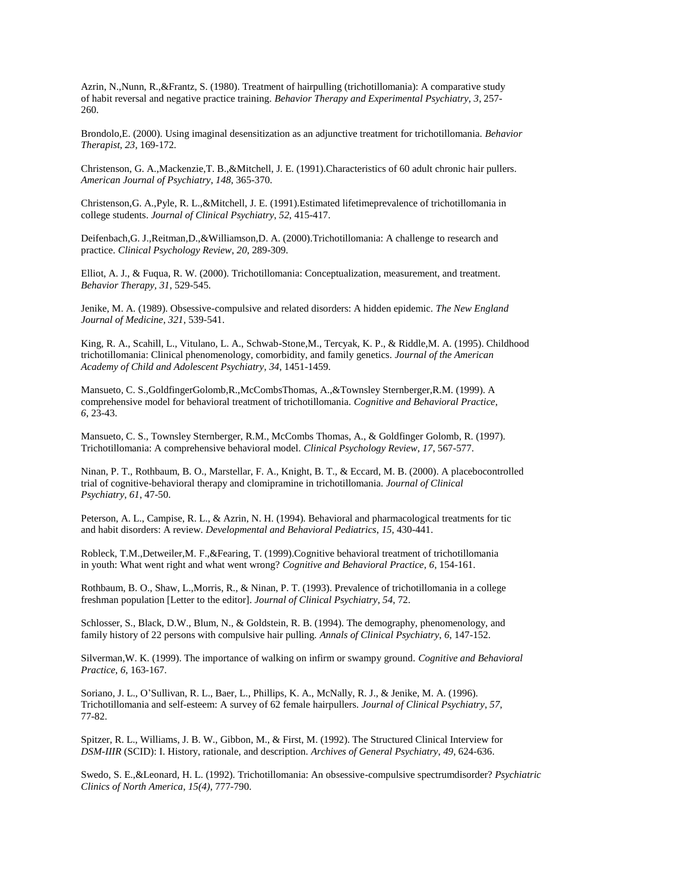Azrin, N.,Nunn, R.,&Frantz, S. (1980). Treatment of hairpulling (trichotillomania): A comparative study of habit reversal and negative practice training. *Behavior Therapy and Experimental Psychiatry*, *3*, 257-260.

Brondolo,E. (2000). Using imaginal desensitization as an adjunctive treatment for trichotillomania. *Behavior Therapist*, *23*, 169-172.

Christenson, G. A.,Mackenzie,T. B.,&Mitchell, J. E. (1991).Characteristics of 60 adult chronic hair pullers. *American Journal of Psychiatry*, *148*, 365-370.

Christenson,G. A.,Pyle, R. L.,&Mitchell, J. E. (1991).Estimated lifetimeprevalence of trichotillomania in college students. *Journal of Clinical Psychiatry*, *52*, 415-417.

Deifenbach,G. J.,Reitman,D.,&Williamson,D. A. (2000).Trichotillomania: A challenge to research and practice. *Clinical Psychology Review*, *20*, 289-309.

Elliot, A. J., & Fuqua, R. W. (2000). Trichotillomania: Conceptualization, measurement, and treatment. *Behavior Therapy*, *31*, 529-545.

Jenike, M. A. (1989). Obsessive-compulsive and related disorders: A hidden epidemic. *The New England Journal of Medicine*, *321*, 539-541.

King, R. A., Scahill, L., Vitulano, L. A., Schwab-Stone,M., Tercyak, K. P., & Riddle,M. A. (1995). Childhood trichotillomania: Clinical phenomenology, comorbidity, and family genetics. *Journal of the American Academy of Child and Adolescent Psychiatry*, *34*, 1451-1459.

Mansueto, C. S.,GoldfingerGolomb,R.,McCombsThomas, A.,&Townsley Sternberger,R.M. (1999). A comprehensive model for behavioral treatment of trichotillomania. *Cognitive and Behavioral Practice*, *6*, 23-43.

Mansueto, C. S., Townsley Sternberger, R.M., McCombs Thomas, A., & Goldfinger Golomb, R. (1997). Trichotillomania: A comprehensive behavioral model. *Clinical Psychology Review*, *17*, 567-577.

Ninan, P. T., Rothbaum, B. O., Marstellar, F. A., Knight, B. T., & Eccard, M. B. (2000). A placebocontrolled trial of cognitive-behavioral therapy and clomipramine in trichotillomania. *Journal of Clinical Psychiatry*, *61*, 47-50.

Peterson, A. L., Campise, R. L., & Azrin, N. H. (1994). Behavioral and pharmacological treatments for tic and habit disorders: A review. *Developmental and Behavioral Pediatrics*, *15*, 430-441.

Robleck, T.M.,Detweiler,M. F.,&Fearing, T. (1999).Cognitive behavioral treatment of trichotillomania in youth: What went right and what went wrong? *Cognitive and Behavioral Practice*, *6*, 154-161.

Rothbaum, B. O., Shaw, L.,Morris, R., & Ninan, P. T. (1993). Prevalence of trichotillomania in a college freshman population [Letter to the editor]. *Journal of Clinical Psychiatry*, *54*, 72.

Schlosser, S., Black, D.W., Blum, N., & Goldstein, R. B. (1994). The demography, phenomenology, and family history of 22 persons with compulsive hair pulling. *Annals of Clinical Psychiatry*, *6*, 147-152.

Silverman,W. K. (1999). The importance of walking on infirm or swampy ground. *Cognitive and Behavioral Practice*, *6*, 163-167.

Soriano, J. L., O'Sullivan, R. L., Baer, L., Phillips, K. A., McNally, R. J., & Jenike, M. A. (1996). Trichotillomania and self-esteem: A survey of 62 female hairpullers. *Journal of Clinical Psychiatry*, *57*, 77-82.

Spitzer, R. L., Williams, J. B. W., Gibbon, M., & First, M. (1992). The Structured Clinical Interview for *DSM-IIIR* (SCID): I. History, rationale, and description. *Archives of General Psychiatry*, *49*, 624-636.

Swedo, S. E.,&Leonard, H. L. (1992). Trichotillomania: An obsessive-compulsive spectrumdisorder? *Psychiatric Clinics of North America*, *15(4)*, 777-790.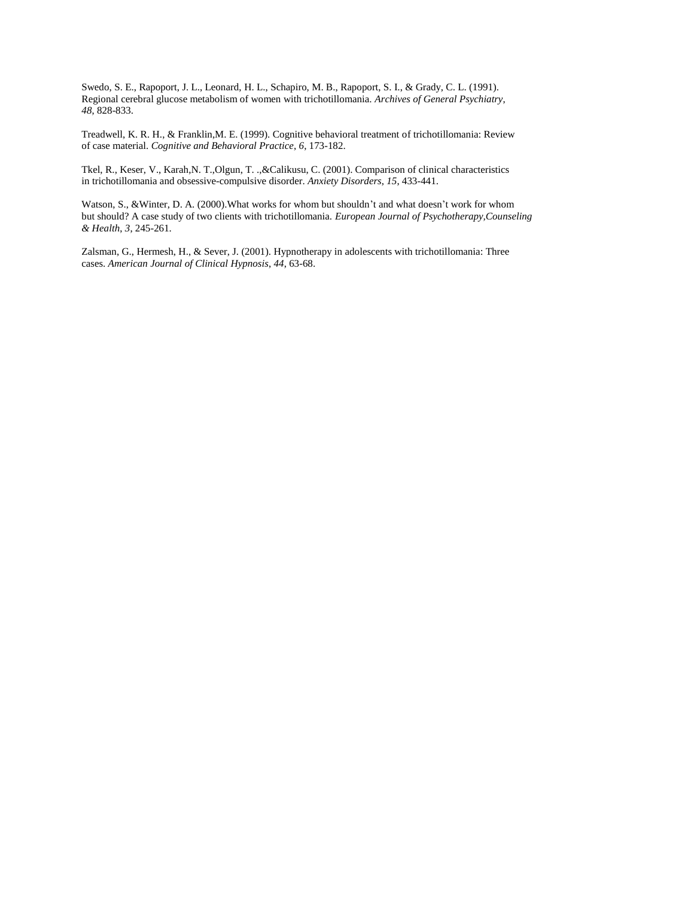Swedo, S. E., Rapoport, J. L., Leonard, H. L., Schapiro, M. B., Rapoport, S. I., & Grady, C. L. (1991). Regional cerebral glucose metabolism of women with trichotillomania. *Archives of General Psychiatry*, *48*, 828-833.

Treadwell, K. R. H., & Franklin,M. E. (1999). Cognitive behavioral treatment of trichotillomania: Review of case material. *Cognitive and Behavioral Practice*, *6*, 173-182.

Tkel, R., Keser, V., Karah,N. T.,Olgun, T. .,&Calikusu, C. (2001). Comparison of clinical characteristics in trichotillomania and obsessive-compulsive disorder. *Anxiety Disorders*, *15*, 433-441.

Watson, S., &Winter, D. A. (2000).What works for whom but shouldn't and what doesn't work for whom but should? A case study of two clients with trichotillomania. *European Journal of Psychotherapy,Counseling & Health*, *3*, 245-261.

Zalsman, G., Hermesh, H., & Sever, J. (2001). Hypnotherapy in adolescents with trichotillomania: Three cases. *American Journal of Clinical Hypnosis*, *44*, 63-68.